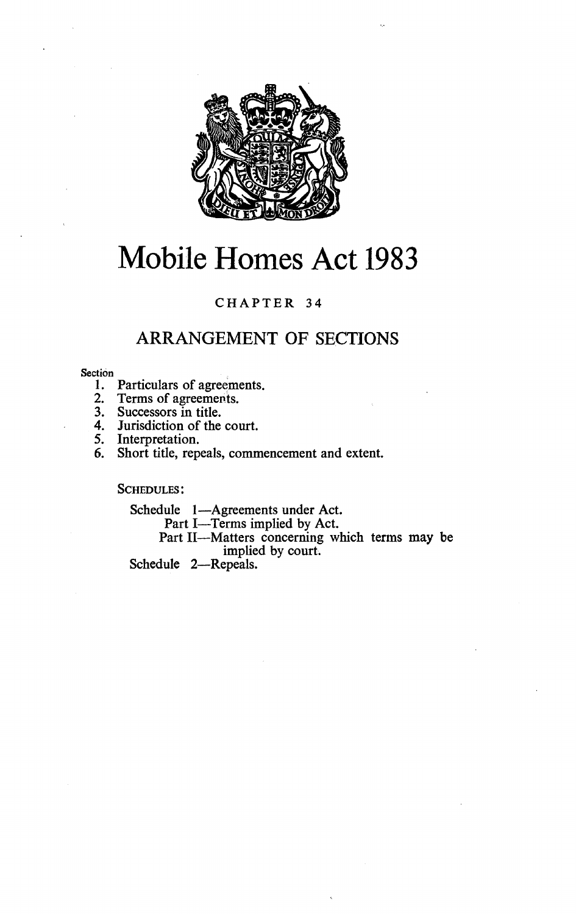# Mobile Homes Act 1983

CHAPTER 34

## ARRANGEMENT OF SECTIONS

Section

1. Particulars of agreements.
2. Terms of agreements.
3. Successors in title.
4. Jurisdiction of the court.
5. Interpretation.
6. Short title, repeals, commencement and extent.

SCHEDULES:

Schedule 1—Agreements under Act.
- Part I—Terms implied by Act.
- Part II—Matters concerning which terms may be implied by court.

Schedule 2—Repeals.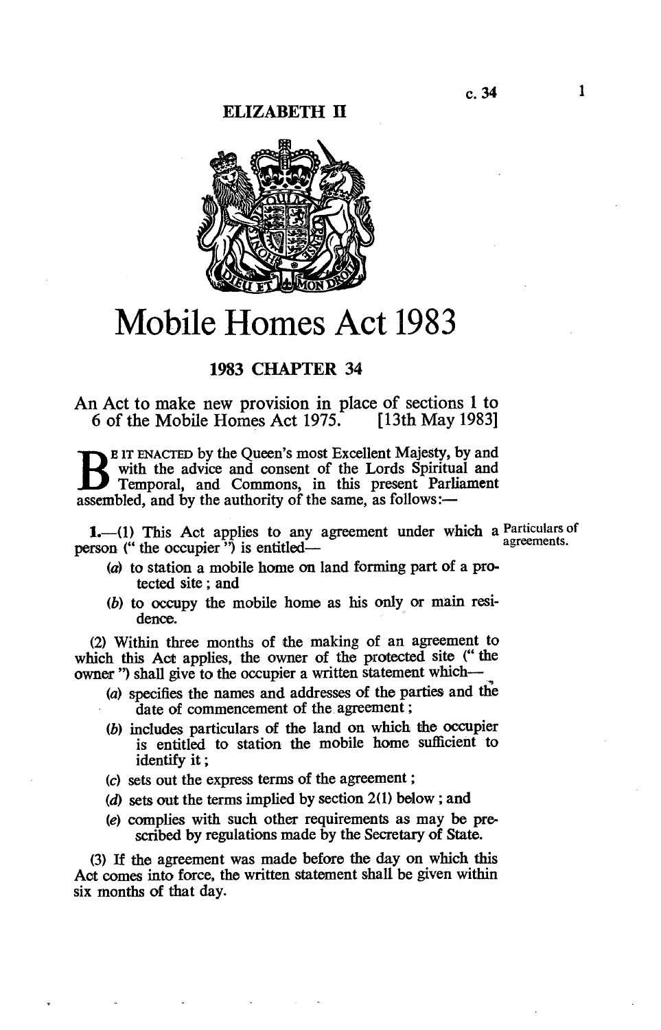ELIZABETH II

# Mobile Homes Act 1983

## 1983 CHAPTER 34

An Act to make new provision in place of sections 1 to 6 of the Mobile Homes Act 1975. [13th May 1983]

BE IT ENACTED by the Queen's most Excellent Majesty, by and with the advice and consent of the Lords Spiritual and Temporal, and Commons, in this present Parliament assembled, and by the authority of the same, as follows:—

*Particulars of agreements.*

**1.**—(1) This Act applies to any agreement under which a person (" the occupier ") is entitled—

(*a*) to station a mobile home on land forming part of a protected site; and

(*b*) to occupy the mobile home as his only or main residence.

(2) Within three months of the making of an agreement to which this Act applies, the owner of the protected site (" the owner ") shall give to the occupier a written statement which—

(*a*) specifies the names and addresses of the parties and the date of commencement of the agreement;

(*b*) includes particulars of the land on which the occupier is entitled to station the mobile home sufficient to identify it;

(*c*) sets out the express terms of the agreement;

(*d*) sets out the terms implied by section 2(1) below; and

(*e*) complies with such other requirements as may be prescribed by regulations made by the Secretary of State.

(3) If the agreement was made before the day on which this Act comes into force, the written statement shall be given within six months of that day.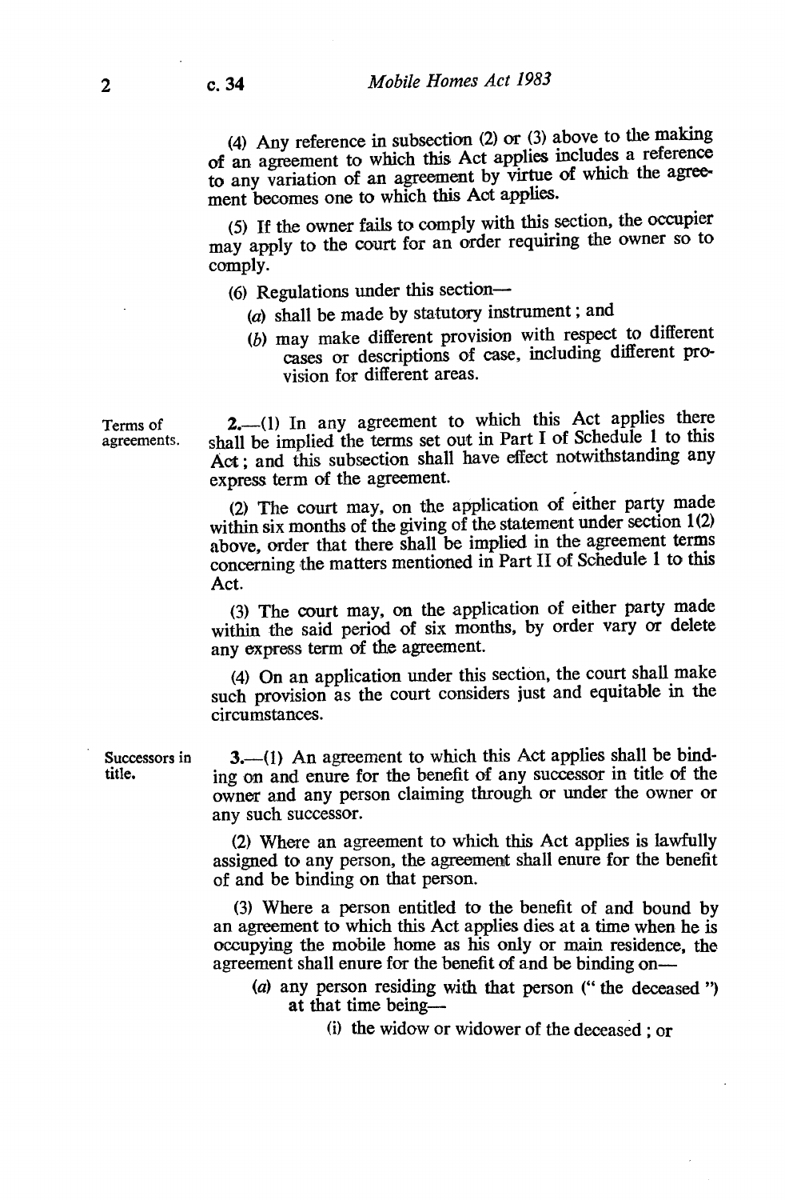(4) Any reference in subsection (2) or (3) above to the making of an agreement to which this Act applies includes a reference to any variation of an agreement by virtue of which the agreement becomes one to which this Act applies.

(5) If the owner fails to comply with this section, the occupier may apply to the court for an order requiring the owner so to comply.

(6) Regulations under this section—

(*a*) shall be made by statutory instrument; and

(*b*) may make different provision with respect to different cases or descriptions of case, including different provision for different areas.

**Terms of agreements.**

**2.**—(1) In any agreement to which this Act applies there shall be implied the terms set out in Part I of Schedule 1 to this Act; and this subsection shall have effect notwithstanding any express term of the agreement.

(2) The court may, on the application of either party made within six months of the giving of the statement under section 1(2) above, order that there shall be implied in the agreement terms concerning the matters mentioned in Part II of Schedule 1 to this Act.

(3) The court may, on the application of either party made within the said period of six months, by order vary or delete any express term of the agreement.

(4) On an application under this section, the court shall make such provision as the court considers just and equitable in the circumstances.

**Successors in title.**

**3.**—(1) An agreement to which this Act applies shall be binding on and enure for the benefit of any successor in title of the owner and any person claiming through or under the owner or any such successor.

(2) Where an agreement to which this Act applies is lawfully assigned to any person, the agreement shall enure for the benefit of and be binding on that person.

(3) Where a person entitled to the benefit of and bound by an agreement to which this Act applies dies at a time when he is occupying the mobile home as his only or main residence, the agreement shall enure for the benefit of and be binding on—

(*a*) any person residing with that person ("the deceased") at that time being—

(i) the widow or widower of the deceased; or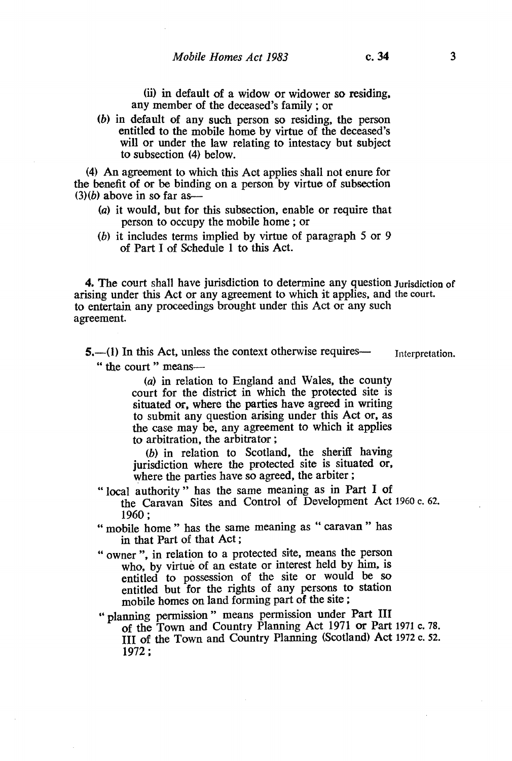(ii) in default of a widow or widower so residing, any member of the deceased's family ; or

(b) in default of any such person so residing, the person entitled to the mobile home by virtue of the deceased's will or under the law relating to intestacy but subject to subsection (4) below.

(4) An agreement to which this Act applies shall not enure for the benefit of or be binding on a person by virtue of subsection (3)(b) above in so far as—

(a) it would, but for this subsection, enable or require that person to occupy the mobile home ; or

(b) it includes terms implied by virtue of paragraph 5 or 9 of Part I of Schedule 1 to this Act.

Jurisdiction of the court.

**4.** The court shall have jurisdiction to determine any question arising under this Act or any agreement to which it applies, and to entertain any proceedings brought under this Act or any such agreement.

Interpretation.

**5.**—(1) In this Act, unless the context otherwise requires—

"the court" means—

(a) in relation to England and Wales, the county court for the district in which the protected site is situated or, where the parties have agreed in writing to submit any question arising under this Act or, as the case may be, any agreement to which it applies to arbitration, the arbitrator ;

(b) in relation to Scotland, the sheriff having jurisdiction where the protected site is situated or, where the parties have so agreed, the arbiter ;

"local authority" has the same meaning as in Part I of the Caravan Sites and Control of Development Act 1960 ; 1960 c. 62.

"mobile home" has the same meaning as "caravan" has in that Part of that Act ;

"owner", in relation to a protected site, means the person who, by virtue of an estate or interest held by him, is entitled to possession of the site or would be so entitled but for the rights of any persons to station mobile homes on land forming part of the site ;

"planning permission" means permission under Part III of the Town and Country Planning Act 1971 or Part III of the Town and Country Planning (Scotland) Act 1972 ; 1971 c. 78. 1972 c. 52.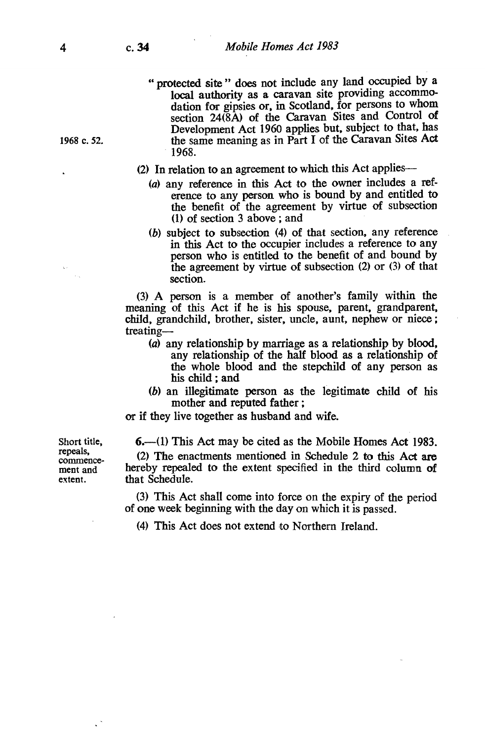"protected site" does not include any land occupied by a local authority as a caravan site providing accommodation for gipsies or, in Scotland, for persons to whom section 24(8A) of the Caravan Sites and Control of Development Act 1960 applies but, subject to that, has the same meaning as in Part I of the Caravan Sites Act 1968.

1968 c. 52.

(2) In relation to an agreement to which this Act applies—

(a) any reference in this Act to the owner includes a reference to any person who is bound by and entitled to the benefit of the agreement by virtue of subsection (1) of section 3 above; and

(b) subject to subsection (4) of that section, any reference in this Act to the occupier includes a reference to any person who is entitled to the benefit of and bound by the agreement by virtue of subsection (2) or (3) of that section.

(3) A person is a member of another's family within the meaning of this Act if he is his spouse, parent, grandparent, child, grandchild, brother, sister, uncle, aunt, nephew or niece; treating—

(a) any relationship by marriage as a relationship by blood, any relationship of the half blood as a relationship of the whole blood and the stepchild of any person as his child; and

(b) an illegitimate person as the legitimate child of his mother and reputed father;

or if they live together as husband and wife.

Short title, repeals, commencement and extent.

**6.**—(1) This Act may be cited as the Mobile Homes Act 1983.

(2) The enactments mentioned in Schedule 2 to this Act are hereby repealed to the extent specified in the third column of that Schedule.

(3) This Act shall come into force on the expiry of the period of one week beginning with the day on which it is passed.

(4) This Act does not extend to Northern Ireland.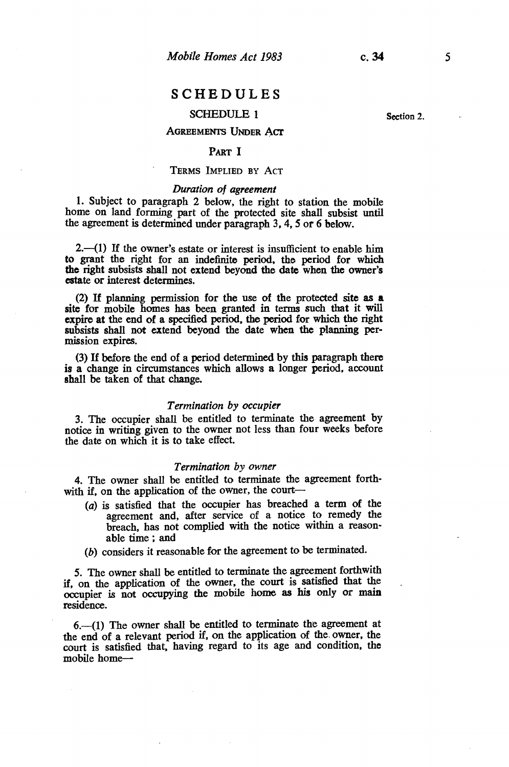# SCHEDULES

## SCHEDULE 1

Section 2.

### Agreements Under Act

#### Part I

#### Terms Implied by Act

*Duration of agreement*

1. Subject to paragraph 2 below, the right to station the mobile home on land forming part of the protected site shall subsist until the agreement is determined under paragraph 3, 4, 5 or 6 below.

2.—(1) If the owner's estate or interest is insufficient to enable him to grant the right for an indefinite period, the period for which the right subsists shall not extend beyond the date when the owner's estate or interest determines.

(2) If planning permission for the use of the protected site as a site for mobile homes has been granted in terms such that it will expire at the end of a specified period, the period for which the right subsists shall not extend beyond the date when the planning permission expires.

(3) If before the end of a period determined by this paragraph there is a change in circumstances which allows a longer period, account shall be taken of that change.

*Termination by occupier*

3. The occupier shall be entitled to terminate the agreement by notice in writing given to the owner not less than four weeks before the date on which it is to take effect.

*Termination by owner*

4. The owner shall be entitled to terminate the agreement forthwith if, on the application of the owner, the court—

(a) is satisfied that the occupier has breached a term of the agreement and, after service of a notice to remedy the breach, has not complied with the notice within a reasonable time; and

(b) considers it reasonable for the agreement to be terminated.

5. The owner shall be entitled to terminate the agreement forthwith if, on the application of the owner, the court is satisfied that the occupier is not occupying the mobile home as his only or main residence.

6.—(1) The owner shall be entitled to terminate the agreement at the end of a relevant period if, on the application of the owner, the court is satisfied that, having regard to its age and condition, the mobile home—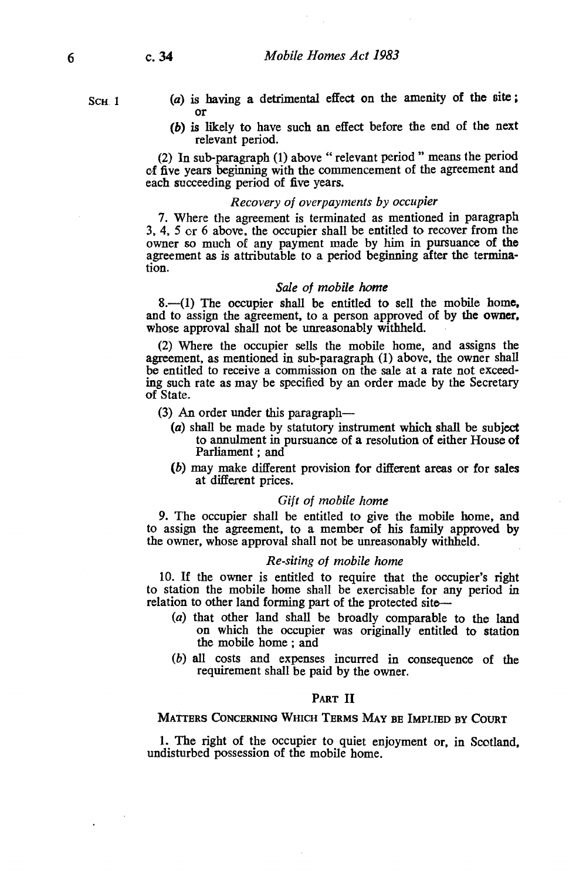SCH. 1

(a) is having a detrimental effect on the amenity of the site; or

(b) is likely to have such an effect before the end of the next relevant period.

(2) In sub-paragraph (1) above " relevant period " means the period of five years beginning with the commencement of the agreement and each succeeding period of five years.

*Recovery of overpayments by occupier*

7. Where the agreement is terminated as mentioned in paragraph 3, 4, 5 or 6 above, the occupier shall be entitled to recover from the owner so much of any payment made by him in pursuance of the agreement as is attributable to a period beginning after the termination.

*Sale of mobile home*

8.—(1) The occupier shall be entitled to sell the mobile home, and to assign the agreement, to a person approved of by the owner, whose approval shall not be unreasonably withheld.

(2) Where the occupier sells the mobile home, and assigns the agreement, as mentioned in sub-paragraph (1) above, the owner shall be entitled to receive a commission on the sale at a rate not exceeding such rate as may be specified by an order made by the Secretary of State.

(3) An order under this paragraph—

(a) shall be made by statutory instrument which shall be subject to annulment in pursuance of a resolution of either House of Parliament; and

(b) may make different provision for different areas or for sales at different prices.

*Gift of mobile home*

9. The occupier shall be entitled to give the mobile home, and to assign the agreement, to a member of his family approved by the owner, whose approval shall not be unreasonably withheld.

*Re-siting of mobile home*

10. If the owner is entitled to require that the occupier's right to station the mobile home shall be exercisable for any period in relation to other land forming part of the protected site—

(a) that other land shall be broadly comparable to the land on which the occupier was originally entitled to station the mobile home; and

(b) all costs and expenses incurred in consequence of the requirement shall be paid by the owner.

## PART II

### MATTERS CONCERNING WHICH TERMS MAY BE IMPLIED BY COURT

1. The right of the occupier to quiet enjoyment or, in Scotland, undisturbed possession of the mobile home.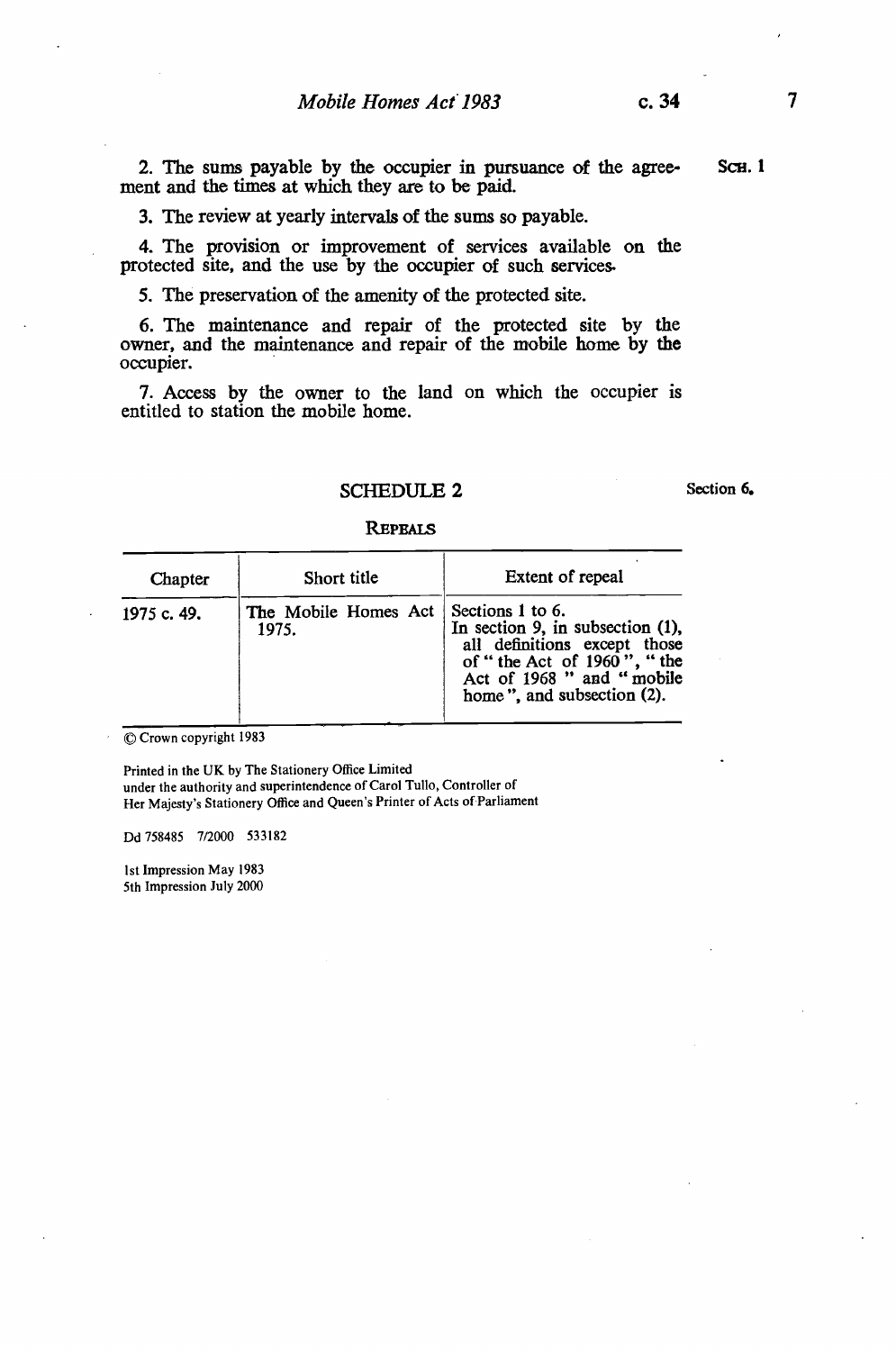2. The sums payable by the occupier in pursuance of the agreement and the times at which they are to be paid.

3. The review at yearly intervals of the sums so payable.

4. The provision or improvement of services available on the protected site, and the use by the occupier of such services.

5. The preservation of the amenity of the protected site.

6. The maintenance and repair of the protected site by the owner, and the maintenance and repair of the mobile home by the occupier.

7. Access by the owner to the land on which the occupier is entitled to station the mobile home.

## SCHEDULE 2

Section 6.

### REPEALS

| Chapter | Short title | Extent of repeal |
| --- | --- | --- |
| 1975 c. 49. | The Mobile Homes Act 1975. | Sections 1 to 6. In section 9, in subsection (1), all definitions except those of " the Act of 1960 ", " the Act of 1968 " and " mobile home ", and subsection (2). |

© Crown copyright 1983

Printed in the UK by The Stationery Office Limited
under the authority and superintendence of Carol Tullo, Controller of
Her Majesty's Stationery Office and Queen's Printer of Acts of Parliament

Dd 758485 7/2000 533182

1st Impression May 1983
5th Impression July 2000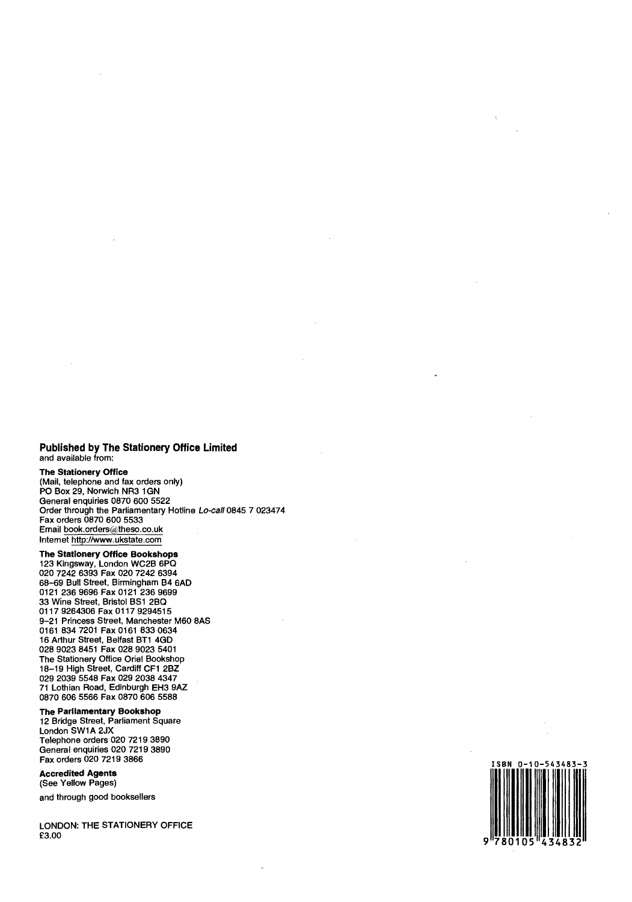**Published by The Stationery Office Limited**
and available from:

**The Stationery Office**
(Mail, telephone and fax orders only)
PO Box 29, Norwich NR3 1GN
General enquiries 0870 600 5522
Order through the Parliamentary Hotline *Lo-call* 0845 7 023474
Fax orders 0870 600 5533
Email book.orders@theso.co.uk
Internet http://www.ukstate.com

**The Stationery Office Bookshops**
123 Kingsway, London WC2B 6PQ
020 7242 6393 Fax 020 7242 6394
68–69 Bull Street, Birmingham B4 6AD
0121 236 9696 Fax 0121 236 9699
33 Wine Street, Bristol BS1 2BQ
0117 9264306 Fax 0117 9294515
9–21 Princess Street, Manchester M60 8AS
0161 834 7201 Fax 0161 833 0634
16 Arthur Street, Belfast BT1 4GD
028 9023 8451 Fax 028 9023 5401
The Stationery Office Oriel Bookshop
18–19 High Street, Cardiff CF1 2BZ
029 2039 5548 Fax 029 2038 4347
71 Lothian Road, Edinburgh EH3 9AZ
0870 606 5566 Fax 0870 606 5588

**The Parliamentary Bookshop**
12 Bridge Street, Parliament Square
London SW1A 2JX
Telephone orders 020 7219 3890
General enquiries 020 7219 3890
Fax orders 020 7219 3866

**Accredited Agents**
(See Yellow Pages)

and through good booksellers

LONDON: THE STATIONERY OFFICE
£3.00

ISBN 0-10-543483-3

9 780105 434832